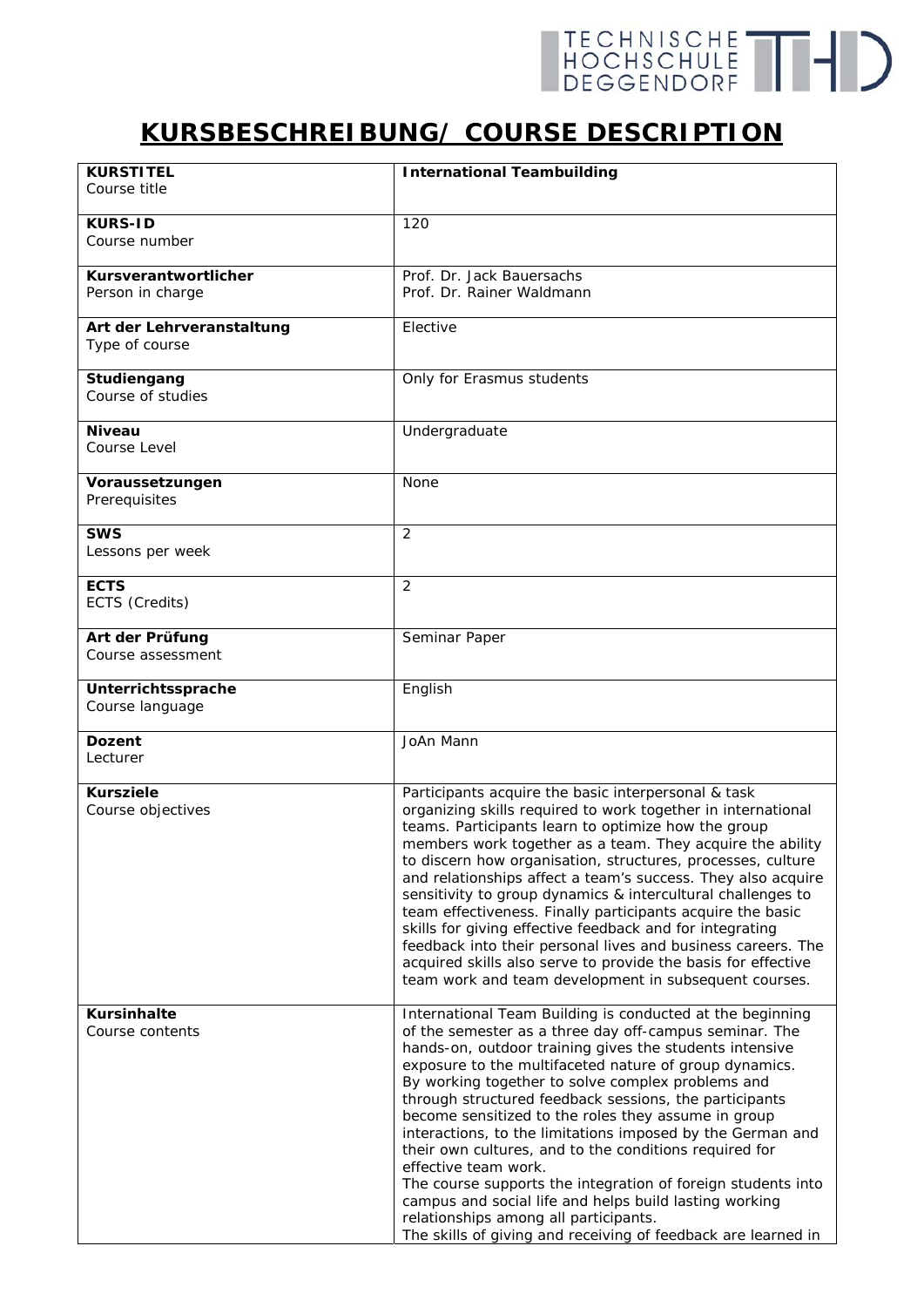# KURSBESCHREIBUNG/ COURSE DESCRIPTION

| | |
|---|---|
| **KURSTITEL**<br>Course title | **International Teambuilding** |
| **KURS-ID**<br>Course number | 120 |
| **Kursverantwortlicher**<br>Person in charge | Prof. Dr. Jack Bauersachs<br>Prof. Dr. Rainer Waldmann |
| **Art der Lehrveranstaltung**<br>Type of course | Elective |
| **Studiengang**<br>Course of studies | Only for Erasmus students |
| **Niveau**<br>Course Level | Undergraduate |
| **Voraussetzungen**<br>Prerequisites | None |
| **SWS**<br>Lessons per week | 2 |
| **ECTS**<br>ECTS (Credits) | 2 |
| **Art der Prüfung**<br>Course assessment | Seminar Paper |
| **Unterrichtssprache**<br>Course language | English |
| **Dozent**<br>Lecturer | JoAn Mann |
| **Kursziele**<br>Course objectives | Participants acquire the basic interpersonal & task organizing skills required to work together in international teams. Participants learn to optimize how the group members work together as a team. They acquire the ability to discern how organisation, structures, processes, culture and relationships affect a team's success. They also acquire sensitivity to group dynamics & intercultural challenges to team effectiveness. Finally participants acquire the basic skills for giving effective feedback and for integrating feedback into their personal lives and business careers. The acquired skills also serve to provide the basis for effective team work and team development in subsequent courses. |
| **Kursinhalte**<br>Course contents | International Team Building is conducted at the beginning of the semester as a three day off-campus seminar. The hands-on, outdoor training gives the students intensive exposure to the multifaceted nature of group dynamics. By working together to solve complex problems and through structured feedback sessions, the participants become sensitized to the roles they assume in group interactions, to the limitations imposed by the German and their own cultures, and to the conditions required for effective team work.<br>The course supports the integration of foreign students into campus and social life and helps build lasting working relationships among all participants.<br>The skills of giving and receiving of feedback are learned in |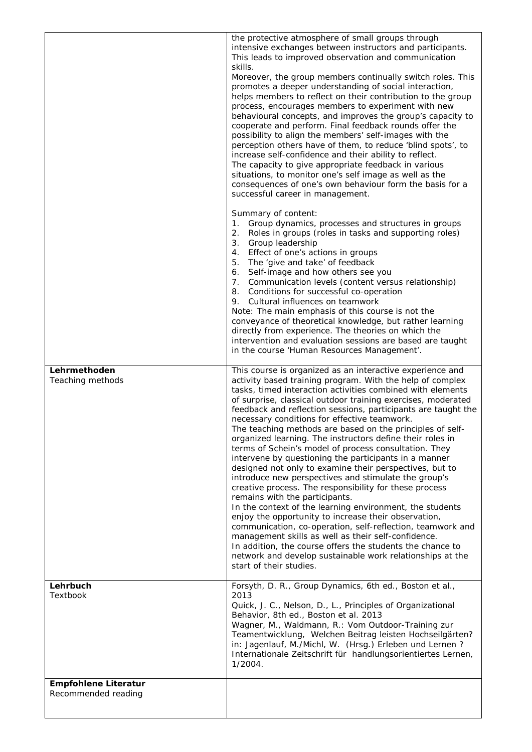| | |
|---|---|
| | the protective atmosphere of small groups through intensive exchanges between instructors and participants. This leads to improved observation and communication skills.<br>Moreover, the group members continually switch roles. This promotes a deeper understanding of social interaction, helps members to reflect on their contribution to the group process, encourages members to experiment with new behavioural concepts, and improves the group's capacity to cooperate and perform. Final feedback rounds offer the possibility to align the members' self-images with the perception others have of them, to reduce 'blind spots', to increase self-confidence and their ability to reflect.<br>The capacity to give appropriate feedback in various situations, to monitor one's self image as well as the consequences of one's own behaviour form the basis for a successful career in management.<br><br>Summary of content:<br>1. Group dynamics, processes and structures in groups<br>2. Roles in groups (roles in tasks and supporting roles)<br>3. Group leadership<br>4. Effect of one's actions in groups<br>5. The 'give and take' of feedback<br>6. Self-image and how others see you<br>7. Communication levels (content versus relationship)<br>8. Conditions for successful co-operation<br>9. Cultural influences on teamwork<br>Note: The main emphasis of this course is not the conveyance of theoretical knowledge, but rather learning directly from experience. The theories on which the intervention and evaluation sessions are based are taught in the course 'Human Resources Management'. |
| **Lehrmethoden**<br>Teaching methods | This course is organized as an interactive experience and activity based training program. With the help of complex tasks, timed interaction activities combined with elements of surprise, classical outdoor training exercises, moderated feedback and reflection sessions, participants are taught the necessary conditions for effective teamwork.<br>The teaching methods are based on the principles of self-organized learning. The instructors define their roles in terms of Schein's model of process consultation. They intervene by questioning the participants in a manner designed not only to examine their perspectives, but to introduce new perspectives and stimulate the group's creative process. The responsibility for these process remains with the participants.<br>In the context of the learning environment, the students enjoy the opportunity to increase their observation, communication, co-operation, self-reflection, teamwork and management skills as well as their self-confidence.<br>In addition, the course offers the students the chance to network and develop sustainable work relationships at the start of their studies. |
| **Lehrbuch**<br>Textbook | Forsyth, D. R., Group Dynamics, 6th ed., Boston et al., 2013<br>Quick, J. C., Nelson, D., L., Principles of Organizational Behavior, 8th ed., Boston et al. 2013<br>Wagner, M., Waldmann, R.: Vom Outdoor-Training zur Teamentwicklung, Welchen Beitrag leisten Hochseilgärten? in: Jagenlauf, M./Michl, W. (Hrsg.) Erleben und Lernen ? Internationale Zeitschrift für handlungsorientiertes Lernen, 1/2004. |
| **Empfohlene Literatur**<br>Recommended reading | |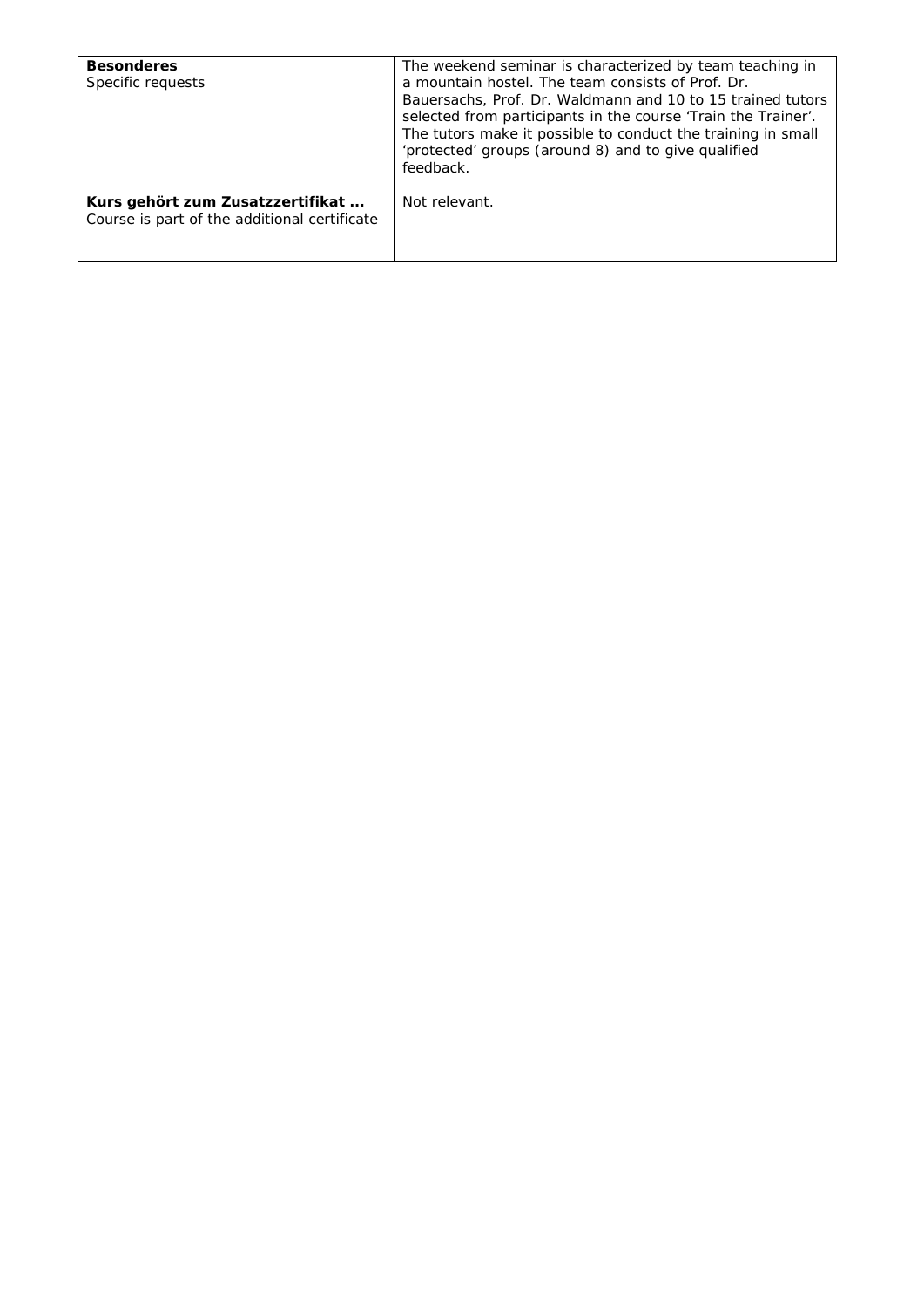| | |
|---|---|
| **Besonderes**<br>Specific requests | The weekend seminar is characterized by team teaching in a mountain hostel. The team consists of Prof. Dr. Bauersachs, Prof. Dr. Waldmann and 10 to 15 trained tutors selected from participants in the course 'Train the Trainer'. The tutors make it possible to conduct the training in small 'protected' groups (around 8) and to give qualified feedback. |
| **Kurs gehört zum Zusatzzertifikat ...**<br>Course is part of the additional certificate | Not relevant. |